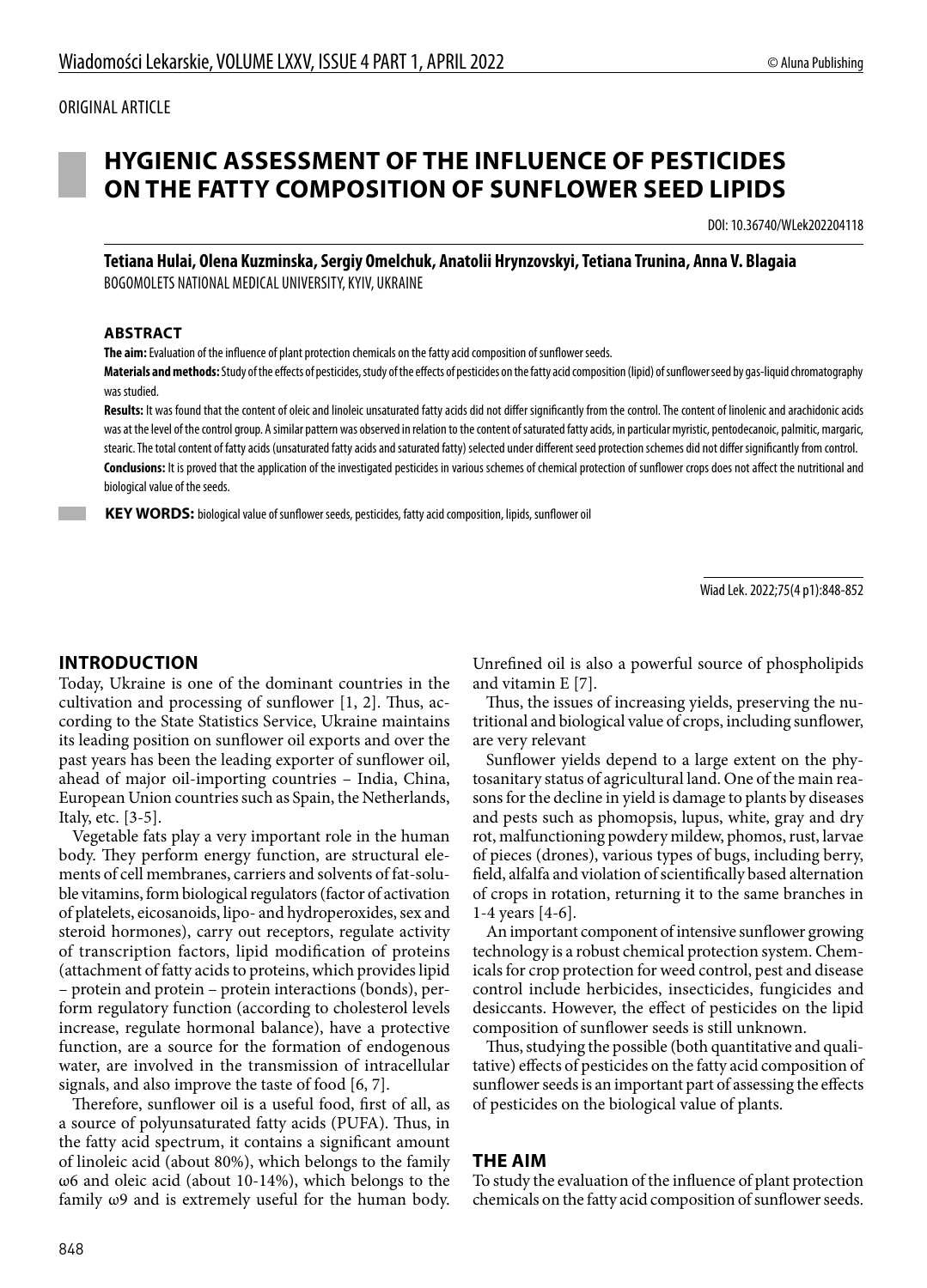ORIGINAL ARTICLE

# HYGIENIC ASSESSMENT OF THE INFLUENCE OF PESTICIDES ON THE FATTY COMPOSITION OF SUNFLOWER SEED LIPIDS

DOI: 10.36740/WLek202204118

**Tetiana Hulai, Olena Kuzminska, Sergiy Omelchuk, Anatolii Hrynzovskyi, Tetiana Trunina, Anna V. Blagaia**
BOGOMOLETS NATIONAL MEDICAL UNIVERSITY, KYIV, UKRAINE

## ABSTRACT

**The aim:** Evaluation of the influence of plant protection chemicals on the fatty acid composition of sunflower seeds.

**Materials and methods:** Study of the effects of pesticides, study of the effects of pesticides on the fatty acid composition (lipid) of sunflower seed by gas-liquid chromatography was studied.

**Results:** It was found that the content of oleic and linoleic unsaturated fatty acids did not differ significantly from the control. The content of linolenic and arachidonic acids was at the level of the control group. A similar pattern was observed in relation to the content of saturated fatty acids, in particular myristic, pentodecanoic, palmitic, margaric, stearic. The total content of fatty acids (unsaturated fatty acids and saturated fatty) selected under different seed protection schemes did not differ significantly from control.

**Conclusions:** It is proved that the application of the investigated pesticides in various schemes of chemical protection of sunflower crops does not affect the nutritional and biological value of the seeds.

**KEY WORDS:** biological value of sunflower seeds, pesticides, fatty acid composition, lipids, sunflower oil

Wiad Lek. 2022;75(4 p1):848-852

## INTRODUCTION

Today, Ukraine is one of the dominant countries in the cultivation and processing of sunflower [1, 2]. Thus, according to the State Statistics Service, Ukraine maintains its leading position on sunflower oil exports and over the past years has been the leading exporter of sunflower oil, ahead of major oil-importing countries – India, China, European Union countries such as Spain, the Netherlands, Italy, etc. [3-5].

Vegetable fats play a very important role in the human body. They perform energy function, are structural elements of cell membranes, carriers and solvents of fat-soluble vitamins, form biological regulators (factor of activation of platelets, eicosanoids, lipo- and hydroperoxides, sex and steroid hormones), carry out receptors, regulate activity of transcription factors, lipid modification of proteins (attachment of fatty acids to proteins, which provides lipid – protein and protein – protein interactions (bonds), perform regulatory function (according to cholesterol levels increase, regulate hormonal balance), have a protective function, are a source for the formation of endogenous water, are involved in the transmission of intracellular signals, and also improve the taste of food [6, 7].

Therefore, sunflower oil is a useful food, first of all, as a source of polyunsaturated fatty acids (PUFA). Thus, in the fatty acid spectrum, it contains a significant amount of linoleic acid (about 80%), which belongs to the family ω6 and oleic acid (about 10-14%), which belongs to the family ω9 and is extremely useful for the human body. Unrefined oil is also a powerful source of phospholipids and vitamin E [7].

Thus, the issues of increasing yields, preserving the nutritional and biological value of crops, including sunflower, are very relevant

Sunflower yields depend to a large extent on the phytosanitary status of agricultural land. One of the main reasons for the decline in yield is damage to plants by diseases and pests such as phomopsis, lupus, white, gray and dry rot, malfunctioning powdery mildew, phomos, rust, larvae of pieces (drones), various types of bugs, including berry, field, alfalfa and violation of scientifically based alternation of crops in rotation, returning it to the same branches in 1-4 years [4-6].

An important component of intensive sunflower growing technology is a robust chemical protection system. Chemicals for crop protection for weed control, pest and disease control include herbicides, insecticides, fungicides and desiccants. However, the effect of pesticides on the lipid composition of sunflower seeds is still unknown.

Thus, studying the possible (both quantitative and qualitative) effects of pesticides on the fatty acid composition of sunflower seeds is an important part of assessing the effects of pesticides on the biological value of plants.

## THE AIM

To study the evaluation of the influence of plant protection chemicals on the fatty acid composition of sunflower seeds.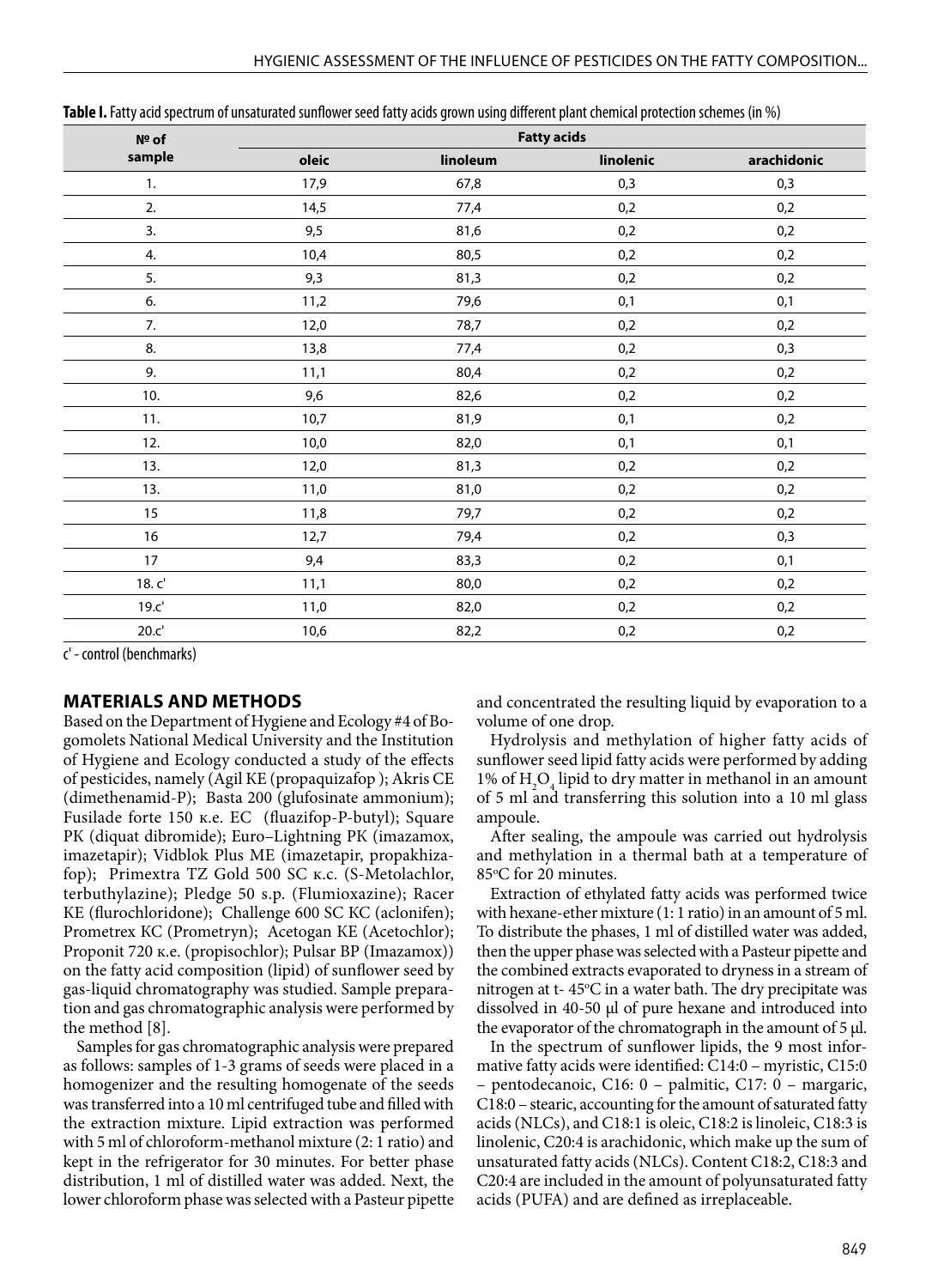**Table I.** Fatty acid spectrum of unsaturated sunflower seed fatty acids grown using different plant chemical protection schemes (in %)

| № of sample | Fatty acids | | | |
|---|---|---|---|---|
| | oleic | linoleum | linolenic | arachidonic |
| 1. | 17,9 | 67,8 | 0,3 | 0,3 |
| 2. | 14,5 | 77,4 | 0,2 | 0,2 |
| 3. | 9,5 | 81,6 | 0,2 | 0,2 |
| 4. | 10,4 | 80,5 | 0,2 | 0,2 |
| 5. | 9,3 | 81,3 | 0,2 | 0,2 |
| 6. | 11,2 | 79,6 | 0,1 | 0,1 |
| 7. | 12,0 | 78,7 | 0,2 | 0,2 |
| 8. | 13,8 | 77,4 | 0,2 | 0,3 |
| 9. | 11,1 | 80,4 | 0,2 | 0,2 |
| 10. | 9,6 | 82,6 | 0,2 | 0,2 |
| 11. | 10,7 | 81,9 | 0,1 | 0,2 |
| 12. | 10,0 | 82,0 | 0,1 | 0,1 |
| 13. | 12,0 | 81,3 | 0,2 | 0,2 |
| 13. | 11,0 | 81,0 | 0,2 | 0,2 |
| 15 | 11,8 | 79,7 | 0,2 | 0,2 |
| 16 | 12,7 | 79,4 | 0,2 | 0,3 |
| 17 | 9,4 | 83,3 | 0,2 | 0,1 |
| 18. c' | 11,1 | 80,0 | 0,2 | 0,2 |
| 19.c' | 11,0 | 82,0 | 0,2 | 0,2 |
| 20.c' | 10,6 | 82,2 | 0,2 | 0,2 |

c' - control (benchmarks)

## MATERIALS AND METHODS

Based on the Department of Hygiene and Ecology #4 of Bogomolets National Medical University and the Institution of Hygiene and Ecology conducted a study of the effects of pesticides, namely (Agil KE (propaquizafop ); Akris CE (dimethenamid-P); Basta 200 (glufosinate ammonium); Fusilade forte 150 к.е. EC (fluazifop-P-butyl); Square PK (diquat dibromide); Euro–Lightning PK (imazamox, imazetapir); Vidblok Plus ME (imazetapir, propakhizafop); Primextra TZ Gold 500 SC к.с. (S-Metolachlor, terbuthylazine); Pledge 50 s.p. (Flumioxazine); Racer KE (flurochloridone); Challenge 600 SC KC (aclonifen); Prometrex KC (Prometryn); Acetogan KE (Acetochlor); Proponit 720 к.е. (propisochlor); Pulsar BP (Imazamox)) on the fatty acid composition (lipid) of sunflower seed by gas-liquid chromatography was studied. Sample preparation and gas chromatographic analysis were performed by the method [8].

Samples for gas chromatographic analysis were prepared as follows: samples of 1-3 grams of seeds were placed in a homogenizer and the resulting homogenate of the seeds was transferred into a 10 ml centrifuged tube and filled with the extraction mixture. Lipid extraction was performed with 5 ml of chloroform-methanol mixture (2: 1 ratio) and kept in the refrigerator for 30 minutes. For better phase distribution, 1 ml of distilled water was added. Next, the lower chloroform phase was selected with a Pasteur pipette and concentrated the resulting liquid by evaporation to a volume of one drop.

Hydrolysis and methylation of higher fatty acids of sunflower seed lipid fatty acids were performed by adding 1% of $H_2O_4$ lipid to dry matter in methanol in an amount of 5 ml and transferring this solution into a 10 ml glass ampoule.

After sealing, the ampoule was carried out hydrolysis and methylation in a thermal bath at a temperature of 85°C for 20 minutes.

Extraction of ethylated fatty acids was performed twice with hexane-ether mixture (1: 1 ratio) in an amount of 5 ml. To distribute the phases, 1 ml of distilled water was added, then the upper phase was selected with a Pasteur pipette and the combined extracts evaporated to dryness in a stream of nitrogen at t- 45°C in a water bath. The dry precipitate was dissolved in 40-50 μl of pure hexane and introduced into the evaporator of the chromatograph in the amount of 5 μl.

In the spectrum of sunflower lipids, the 9 most informative fatty acids were identified: C14:0 – myristic, C15:0 – pentodecanoic, C16: 0 – palmitic, C17: 0 – margaric, C18:0 – stearic, accounting for the amount of saturated fatty acids (NLCs), and C18:1 is oleic, C18:2 is linoleic, C18:3 is linolenic, C20:4 is arachidonic, which make up the sum of unsaturated fatty acids (NLCs). Content C18:2, C18:3 and C20:4 are included in the amount of polyunsaturated fatty acids (PUFA) and are defined as irreplaceable.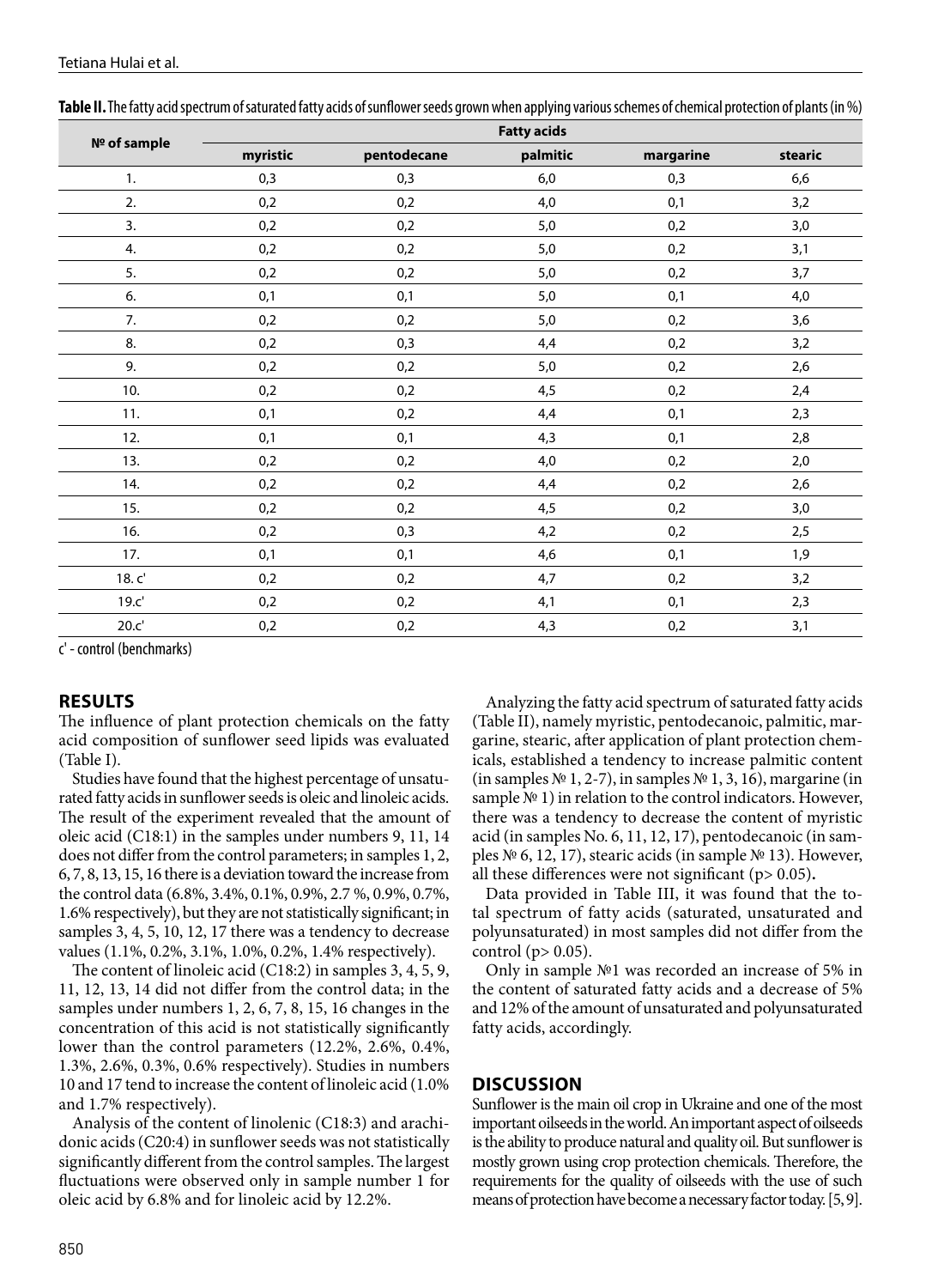**Table II.** The fatty acid spectrum of saturated fatty acids of sunflower seeds grown when applying various schemes of chemical protection of plants (in %)

| № of sample | Fatty acids | | | | |
|---|---|---|---|---|---|
| | myristic | pentodecane | palmitic | margarine | stearic |
| 1. | 0,3 | 0,3 | 6,0 | 0,3 | 6,6 |
| 2. | 0,2 | 0,2 | 4,0 | 0,1 | 3,2 |
| 3. | 0,2 | 0,2 | 5,0 | 0,2 | 3,0 |
| 4. | 0,2 | 0,2 | 5,0 | 0,2 | 3,1 |
| 5. | 0,2 | 0,2 | 5,0 | 0,2 | 3,7 |
| 6. | 0,1 | 0,1 | 5,0 | 0,1 | 4,0 |
| 7. | 0,2 | 0,2 | 5,0 | 0,2 | 3,6 |
| 8. | 0,2 | 0,3 | 4,4 | 0,2 | 3,2 |
| 9. | 0,2 | 0,2 | 5,0 | 0,2 | 2,6 |
| 10. | 0,2 | 0,2 | 4,5 | 0,2 | 2,4 |
| 11. | 0,1 | 0,2 | 4,4 | 0,1 | 2,3 |
| 12. | 0,1 | 0,1 | 4,3 | 0,1 | 2,8 |
| 13. | 0,2 | 0,2 | 4,0 | 0,2 | 2,0 |
| 14. | 0,2 | 0,2 | 4,4 | 0,2 | 2,6 |
| 15. | 0,2 | 0,2 | 4,5 | 0,2 | 3,0 |
| 16. | 0,2 | 0,3 | 4,2 | 0,2 | 2,5 |
| 17. | 0,1 | 0,1 | 4,6 | 0,1 | 1,9 |
| 18. c' | 0,2 | 0,2 | 4,7 | 0,2 | 3,2 |
| 19.c' | 0,2 | 0,2 | 4,1 | 0,1 | 2,3 |
| 20.c' | 0,2 | 0,2 | 4,3 | 0,2 | 3,1 |

c' - control (benchmarks)

## RESULTS

The influence of plant protection chemicals on the fatty acid composition of sunflower seed lipids was evaluated (Table I).

Studies have found that the highest percentage of unsaturated fatty acids in sunflower seeds is oleic and linoleic acids. The result of the experiment revealed that the amount of oleic acid (C18:1) in the samples under numbers 9, 11, 14 does not differ from the control parameters; in samples 1, 2, 6, 7, 8, 13, 15, 16 there is a deviation toward the increase from the control data (6.8%, 3.4%, 0.1%, 0.9%, 2.7 %, 0.9%, 0.7%, 1.6% respectively), but they are not statistically significant; in samples 3, 4, 5, 10, 12, 17 there was a tendency to decrease values (1.1%, 0.2%, 3.1%, 1.0%, 0.2%, 1.4% respectively).

The content of linoleic acid (C18:2) in samples 3, 4, 5, 9, 11, 12, 13, 14 did not differ from the control data; in the samples under numbers 1, 2, 6, 7, 8, 15, 16 changes in the concentration of this acid is not statistically significantly lower than the control parameters (12.2%, 2.6%, 0.4%, 1.3%, 2.6%, 0.3%, 0.6% respectively). Studies in numbers 10 and 17 tend to increase the content of linoleic acid (1.0% and 1.7% respectively).

Analysis of the content of linolenic (C18:3) and arachidonic acids (C20:4) in sunflower seeds was not statistically significantly different from the control samples. The largest fluctuations were observed only in sample number 1 for oleic acid by 6.8% and for linoleic acid by 12.2%.

Analyzing the fatty acid spectrum of saturated fatty acids (Table II), namely myristic, pentodecanoic, palmitic, margarine, stearic, after application of plant protection chemicals, established a tendency to increase palmitic content (in samples № 1, 2-7), in samples № 1, 3, 16), margarine (in sample № 1) in relation to the control indicators. However, there was a tendency to decrease the content of myristic acid (in samples No. 6, 11, 12, 17), pentodecanoic (in samples № 6, 12, 17), stearic acids (in sample № 13). However, all these differences were not significant ($p > 0.05$).

Data provided in Table III, it was found that the total spectrum of fatty acids (saturated, unsaturated and polyunsaturated) in most samples did not differ from the control ($p > 0.05$).

Only in sample №1 was recorded an increase of 5% in the content of saturated fatty acids and a decrease of 5% and 12% of the amount of unsaturated and polyunsaturated fatty acids, accordingly.

## DISCUSSION

Sunflower is the main oil crop in Ukraine and one of the most important oilseeds in the world. An important aspect of oilseeds is the ability to produce natural and quality oil. But sunflower is mostly grown using crop protection chemicals. Therefore, the requirements for the quality of oilseeds with the use of such means of protection have become a necessary factor today. [5, 9].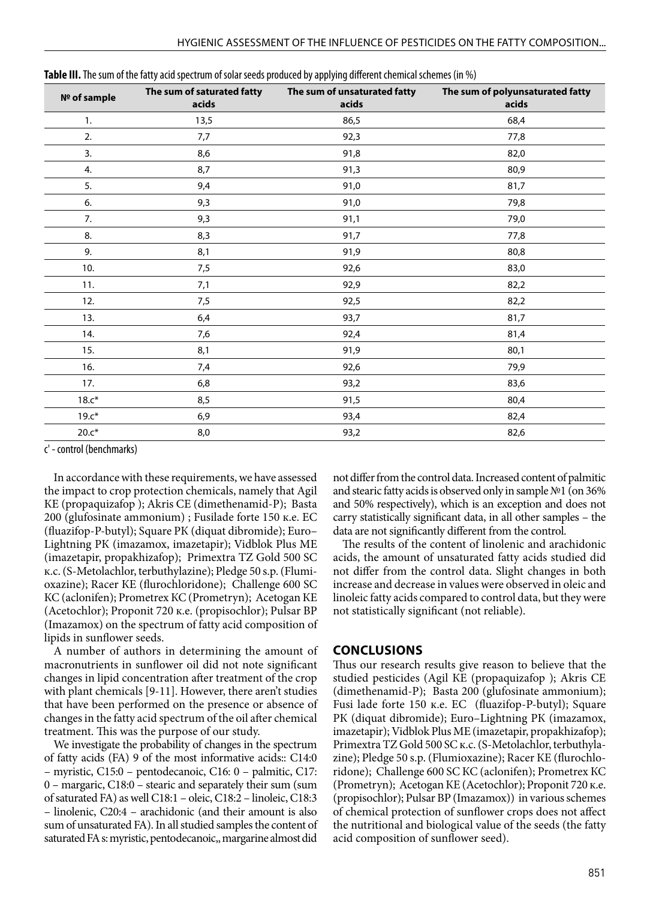**Table III.** The sum of the fatty acid spectrum of solar seeds produced by applying different chemical schemes (in %)

| № of sample | The sum of saturated fatty acids | The sum of unsaturated fatty acids | The sum of polyunsaturated fatty acids |
|---|---|---|---|
| 1. | 13,5 | 86,5 | 68,4 |
| 2. | 7,7 | 92,3 | 77,8 |
| 3. | 8,6 | 91,8 | 82,0 |
| 4. | 8,7 | 91,3 | 80,9 |
| 5. | 9,4 | 91,0 | 81,7 |
| 6. | 9,3 | 91,0 | 79,8 |
| 7. | 9,3 | 91,1 | 79,0 |
| 8. | 8,3 | 91,7 | 77,8 |
| 9. | 8,1 | 91,9 | 80,8 |
| 10. | 7,5 | 92,6 | 83,0 |
| 11. | 7,1 | 92,9 | 82,2 |
| 12. | 7,5 | 92,5 | 82,2 |
| 13. | 6,4 | 93,7 | 81,7 |
| 14. | 7,6 | 92,4 | 81,4 |
| 15. | 8,1 | 91,9 | 80,1 |
| 16. | 7,4 | 92,6 | 79,9 |
| 17. | 6,8 | 93,2 | 83,6 |
| 18.c* | 8,5 | 91,5 | 80,4 |
| 19.c* | 6,9 | 93,4 | 82,4 |
| 20.c* | 8,0 | 93,2 | 82,6 |

c' - control (benchmarks)

In accordance with these requirements, we have assessed the impact to crop protection chemicals, namely that Agil KE (propaquizafop ); Akris CE (dimethenamid-P); Basta 200 (glufosinate ammonium) ; Fusilade forte 150 к.е. EC (fluazifop-P-butyl); Square PK (diquat dibromide); Euro–Lightning PK (imazamox, imazetapir); Vidblok Plus ME (imazetapir, propakhizafop); Primextra TZ Gold 500 SC к.с. (S-Metolachlor, terbuthylazine); Pledge 50 s.p. (Flumioxazine); Racer KE (flurochloridone); Challenge 600 SC KC (aclonifen); Prometrex KC (Prometryn); Acetogan KE (Acetochlor); Proponit 720 к.е. (propisochlor); Pulsar BP (Imazamox) on the spectrum of fatty acid composition of lipids in sunflower seeds.

A number of authors in determining the amount of macronutrients in sunflower oil did not note significant changes in lipid concentration after treatment of the crop with plant chemicals [9-11]. However, there aren't studies that have been performed on the presence or absence of changes in the fatty acid spectrum of the oil after chemical treatment. This was the purpose of our study.

We investigate the probability of changes in the spectrum of fatty acids (FA) 9 of the most informative acids:: C14:0 – myristic, C15:0 – pentodecanoic, C16: 0 – palmitic, C17: 0 – margaric, C18:0 – stearic and separately their sum (sum of saturated FA) as well C18:1 – oleic, C18:2 – linoleic, C18:3 – linolenic, C20:4 – arachidonic (and their amount is also sum of unsaturated FA). In all studied samples the content of saturated FA s: myristic, pentodecanoic,, margarine almost did not differ from the control data. Increased content of palmitic and stearic fatty acids is observed only in sample №1 (on 36% and 50% respectively), which is an exception and does not carry statistically significant data, in all other samples – the data are not significantly different from the control.

The results of the content of linolenic and arachidonic acids, the amount of unsaturated fatty acids studied did not differ from the control data. Slight changes in both increase and decrease in values were observed in oleic and linoleic fatty acids compared to control data, but they were not statistically significant (not reliable).

## CONCLUSIONS

Thus our research results give reason to believe that the studied pesticides (Agil KE (propaquizafop ); Akris CE (dimethenamid-P); Basta 200 (glufosinate ammonium); Fusi lade forte 150 к.е. EC (fluazifop-P-butyl); Square PK (diquat dibromide); Euro–Lightning PK (imazamox, imazetapir); Vidblok Plus ME (imazetapir, propakhizafop); Primextra TZ Gold 500 SC к.с. (S-Metolachlor, terbuthylazine); Pledge 50 s.p. (Flumioxazine); Racer KE (flurochloridone); Challenge 600 SC KC (aclonifen); Prometrex KC (Prometryn); Acetogan KE (Acetochlor); Proponit 720 к.е. (propisochlor); Pulsar BP (Imazamox)) in various schemes of chemical protection of sunflower crops does not affect the nutritional and biological value of the seeds (the fatty acid composition of sunflower seed).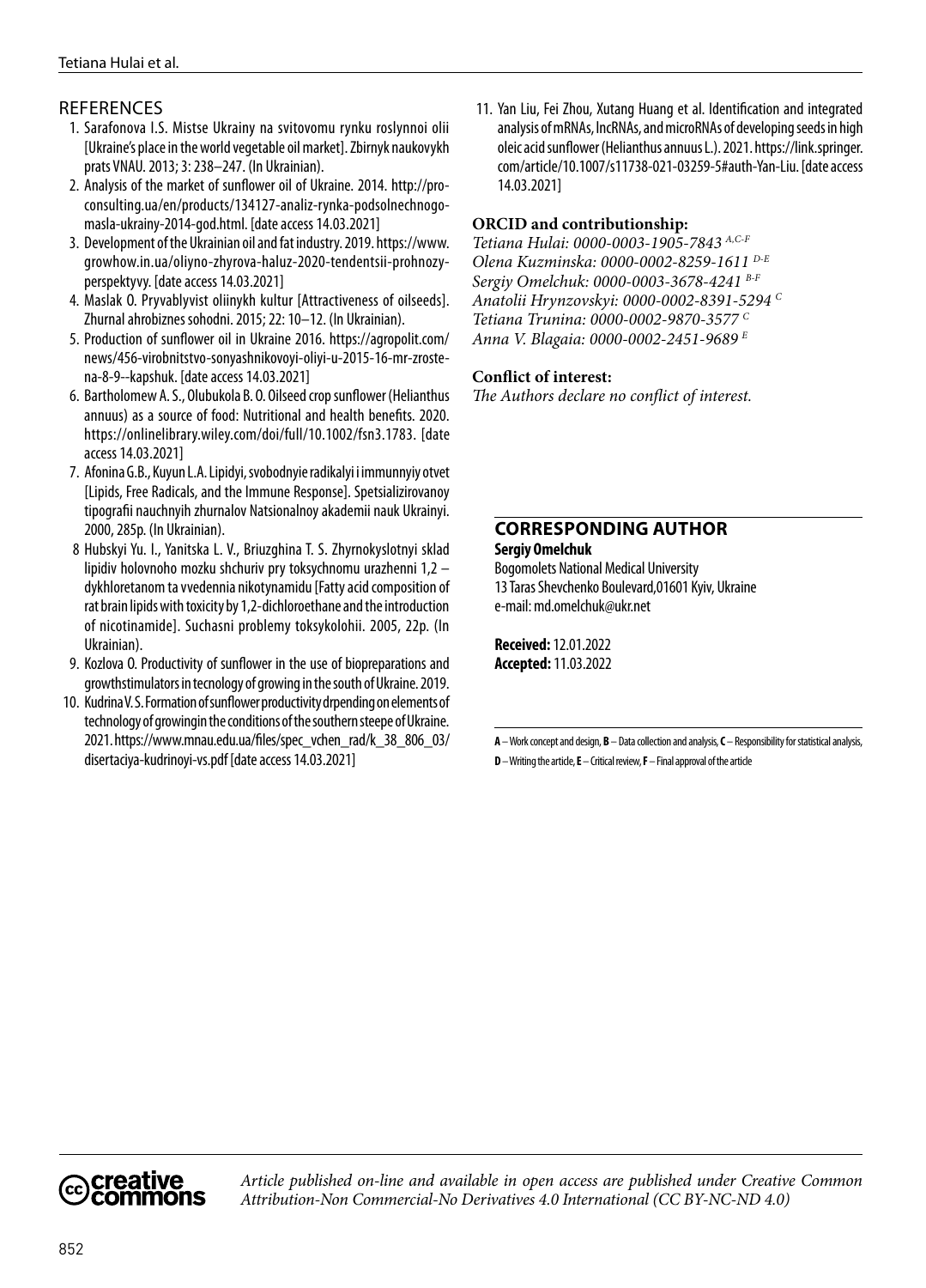## REFERENCES

1. Sarafonova I.S. Mistse Ukrainy na svitovomu rynku roslynnoi olii [Ukraine's place in the world vegetable oil market]. Zbirnyk naukovykh prats VNAU. 2013; 3: 238–247. (In Ukrainian).
2. Analysis of the market of sunflower oil of Ukraine. 2014. http://pro-consulting.ua/en/products/134127-analiz-rynka-podsolnechnogo-masla-ukrainy-2014-god.html. [date access 14.03.2021]
3. Development of the Ukrainian oil and fat industry. 2019. https://www.growhow.in.ua/oliyno-zhyrova-haluz-2020-tendentsii-prohnozy-perspektyvy. [date access 14.03.2021]
4. Maslak O. Pryvablyvist oliinykh kultur [Attractiveness of oilseeds]. Zhurnal ahrobiznes sohodni. 2015; 22: 10–12. (In Ukrainian).
5. Production of sunflower oil in Ukraine 2016. https://agropolit.com/news/456-virobnitstvo-sonyashnikovoyi-oliyi-u-2015-16-mr-zrostena-8-9--kapshuk. [date access 14.03.2021]
6. Bartholomew A. S., Olubukola B. O. Oilseed crop sunflower (Helianthus annuus) as a source of food: Nutritional and health benefits. 2020. https://onlinelibrary.wiley.com/doi/full/10.1002/fsn3.1783. [date access 14.03.2021]
7. Afonina G.B., Kuyun L.A. Lipidyi, svobodnyie radikalyi i immunnyiy otvet [Lipids, Free Radicals, and the Immune Response]. Spetsializirovanoy tipografii nauchnyih zhurnalov Natsionalnoy akademii nauk Ukrainyi. 2000, 285p. (In Ukrainian).
8. Hubskyi Yu. I., Yanitska L. V., Briuzghina T. S. Zhyrnokyslotnyi sklad lipidiv holovnoho mozku shchuriv pry toksychnomu urazhenni 1,2 – dykhloretanom ta vvedennia nikotynamidu [Fatty acid composition of rat brain lipids with toxicity by 1,2-dichloroethane and the introduction of nicotinamide]. Suchasni problemy toksykolohii. 2005, 22p. (In Ukrainian).
9. Kozlova O. Productivity of sunflower in the use of biopreparations and growthstimulators in tecnology of growing in the south of Ukraine. 2019.
10. Kudrina V. S. Formation of sunflower productivity drpending on elements of technology of growingin the conditions of the southern steepe of Ukraine. 2021. https://www.mnau.edu.ua/files/spec_vchen_rad/k_38_806_03/disertaciya-kudrinoyi-vs.pdf [date access 14.03.2021]
11. Yan Liu, Fei Zhou, Xutang Huang et al. Identification and integrated analysis of mRNAs, lncRNAs, and microRNAs of developing seeds in high oleic acid sunflower (Helianthus annuus L.). 2021. https://link.springer.com/article/10.1007/s11738-021-03259-5#auth-Yan-Liu. [date access 14.03.2021]

### ORCID and contributionship:

*Tetiana Hulai: 0000-0003-1905-7843* [A,C-F]
*Olena Kuzminska: 0000-0002-8259-1611* [D-E]
*Sergiy Omelchuk: 0000-0003-3678-4241* [B-F]
*Anatolii Hrynzovskyi: 0000-0002-8391-5294* [C]
*Tetiana Trunina: 0000-0002-9870-3577* [C]
*Anna V. Blagaia: 0000-0002-2451-9689* [E]

### Conflict of interest:

*The Authors declare no conflict of interest.*

## CORRESPONDING AUTHOR

**Sergiy Omelchuk**
Bogomolets National Medical University
13 Taras Shevchenko Boulevard,01601 Kyiv, Ukraine
e-mail: md.omelchuk@ukr.net

**Received:** 12.01.2022
**Accepted:** 11.03.2022

**A** – Work concept and design, **B** – Data collection and analysis, **C** – Responsibility for statistical analysis,
**D** – Writing the article, **E** – Critical review, **F** – Final approval of the article

*Article published on-line and available in open access are published under Creative Common Attribution-Non Commercial-No Derivatives 4.0 International (CC BY-NC-ND 4.0)*